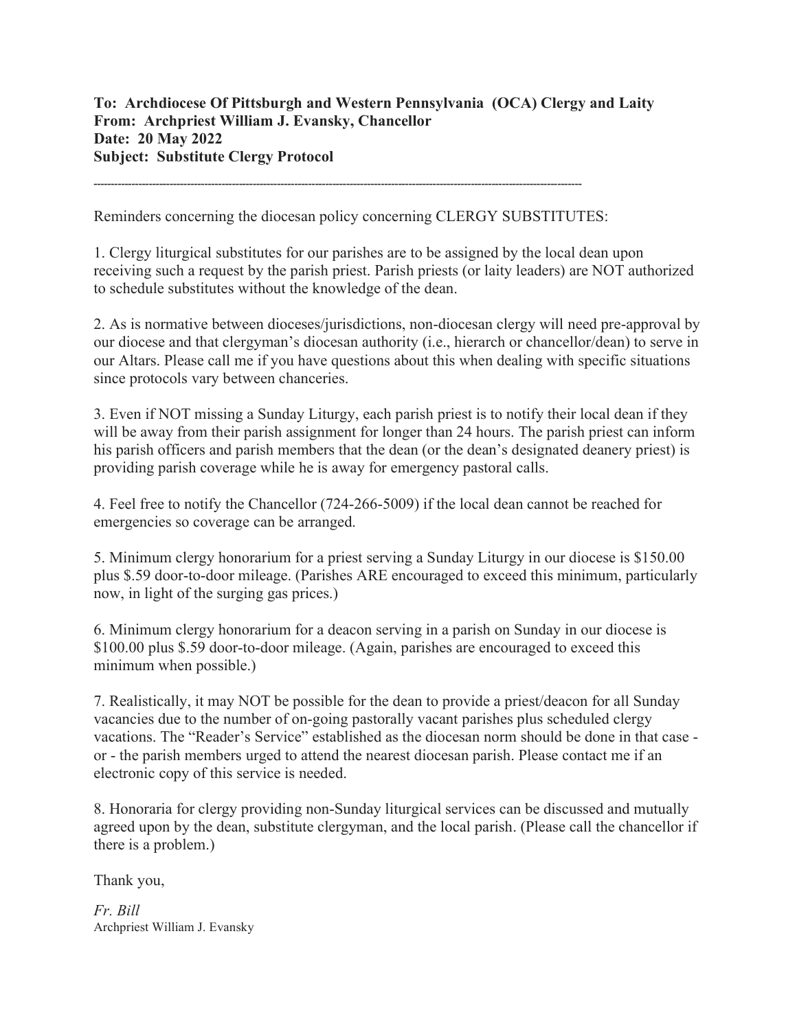**To: Archdiocese Of Pittsburgh and Western Pennsylvania (OCA) Clergy and Laity**
**From: Archpriest William J. Evansky, Chancellor**
**Date: 20 May 2022**
**Subject: Substitute Clergy Protocol**

---

Reminders concerning the diocesan policy concerning CLERGY SUBSTITUTES:

1. Clergy liturgical substitutes for our parishes are to be assigned by the local dean upon receiving such a request by the parish priest. Parish priests (or laity leaders) are NOT authorized to schedule substitutes without the knowledge of the dean.

2. As is normative between dioceses/jurisdictions, non-diocesan clergy will need pre-approval by our diocese and that clergyman's diocesan authority (i.e., hierarch or chancellor/dean) to serve in our Altars. Please call me if you have questions about this when dealing with specific situations since protocols vary between chanceries.

3. Even if NOT missing a Sunday Liturgy, each parish priest is to notify their local dean if they will be away from their parish assignment for longer than 24 hours. The parish priest can inform his parish officers and parish members that the dean (or the dean's designated deanery priest) is providing parish coverage while he is away for emergency pastoral calls.

4. Feel free to notify the Chancellor (724-266-5009) if the local dean cannot be reached for emergencies so coverage can be arranged.

5. Minimum clergy honorarium for a priest serving a Sunday Liturgy in our diocese is $150.00 plus $.59 door-to-door mileage. (Parishes ARE encouraged to exceed this minimum, particularly now, in light of the surging gas prices.)

6. Minimum clergy honorarium for a deacon serving in a parish on Sunday in our diocese is $100.00 plus $.59 door-to-door mileage. (Again, parishes are encouraged to exceed this minimum when possible.)

7. Realistically, it may NOT be possible for the dean to provide a priest/deacon for all Sunday vacancies due to the number of on-going pastorally vacant parishes plus scheduled clergy vacations. The "Reader's Service" established as the diocesan norm should be done in that case - or - the parish members urged to attend the nearest diocesan parish. Please contact me if an electronic copy of this service is needed.

8. Honoraria for clergy providing non-Sunday liturgical services can be discussed and mutually agreed upon by the dean, substitute clergyman, and the local parish. (Please call the chancellor if there is a problem.)

Thank you,

*Fr. Bill*
Archpriest William J. Evansky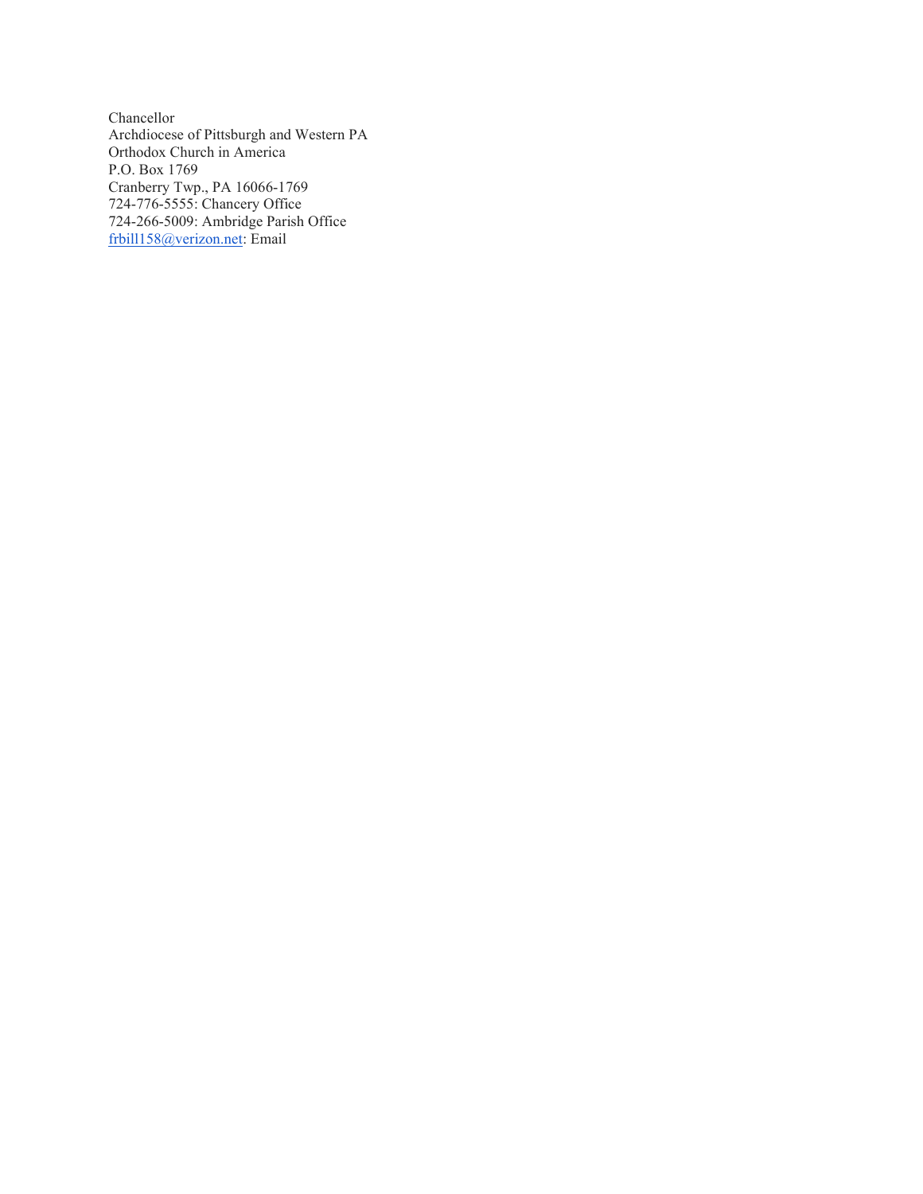Chancellor
Archdiocese of Pittsburgh and Western PA
Orthodox Church in America
P.O. Box 1769
Cranberry Twp., PA 16066-1769
724-776-5555: Chancery Office
724-266-5009: Ambridge Parish Office
frbill158@verizon.net: Email